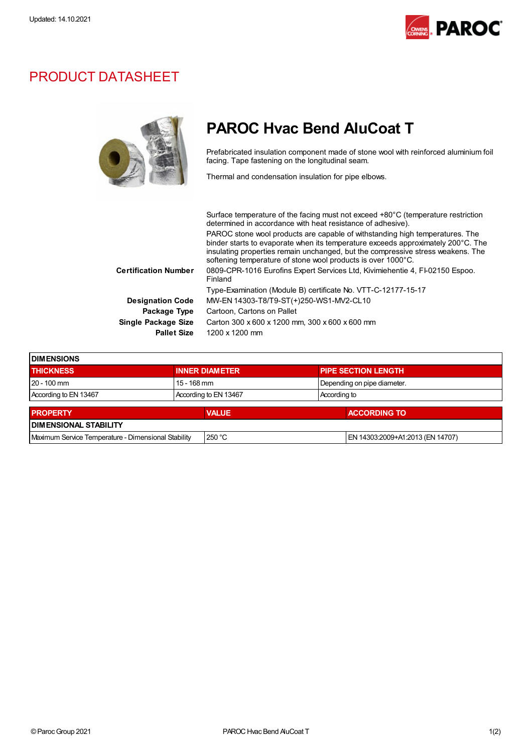Updated: 14.10.2021

# PRODUCT DATASHEET

## PAROC Hvac Bend AluCoat T

Prefabricated insulation component made of stone wool with reinforced aluminium foil facing. Tape fastening on the longitudinal seam.

Thermal and condensation insulation for pipe elbows.

Surface temperature of the facing must not exceed +80°C (temperature restriction determined in accordance with heat resistance of adhesive).

PAROC stone wool products are capable of withstanding high temperatures. The binder starts to evaporate when its temperature exceeds approximately 200°C. The insulating properties remain unchanged, but the compressive stress weakens. The softening temperature of stone wool products is over 1000°C.

**Certification Number** 0809-CPR-1016 Eurofins Expert Services Ltd, Kivimiehentie 4, FI-02150 Espoo. Finland

Type-Examination (Module B) certificate No. VTT-C-12177-15-17

**Designation Code** MW-EN 14303-T8/T9-ST(+)250-WS1-MV2-CL10

**Package Type** Cartoon, Cartons on Pallet

**Single Package Size** Carton 300 x 600 x 1200 mm, 300 x 600 x 600 mm

**Pallet Size** 1200 x 1200 mm

| DIMENSIONS | | |
|---|---|---|
| **THICKNESS** | **INNER DIAMETER** | **PIPE SECTION LENGTH** |
| 20 - 100 mm | 15 - 168 mm | Depending on pipe diameter. |
| According to EN 13467 | According to EN 13467 | According to |

| PROPERTY | VALUE | ACCORDING TO |
|---|---|---|
| **DIMENSIONAL STABILITY** | | |
| Maximum Service Temperature - Dimensional Stability | 250 °C | EN 14303:2009+A1:2013 (EN 14707) |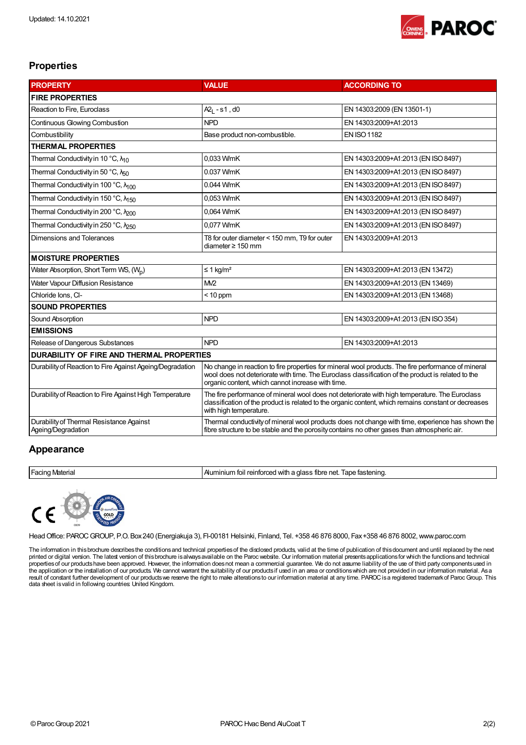Updated: 14.10.2021

## Properties

| PROPERTY | VALUE | ACCORDING TO |
|---|---|---|
| **FIRE PROPERTIES** | | |
| Reaction to Fire, Euroclass | $A2_L$ - s1 , d0 | EN 14303:2009 (EN 13501-1) |
| Continuous Glowing Combustion | NPD | EN 14303:2009+A1:2013 |
| Combustibility | Base product non-combustible. | EN ISO 1182 |
| **THERMAL PROPERTIES** | | |
| Thermal Conductivity in 10 °C, $\lambda_{10}$ | 0,033 W/mK | EN 14303:2009+A1:2013 (EN ISO 8497) |
| Thermal Conductivity in 50 °C, $\lambda_{50}$ | 0.037 W/mK | EN 14303:2009+A1:2013 (EN ISO 8497) |
| Thermal Conductivity in 100 °C, $\lambda_{100}$ | 0.044 W/mK | EN 14303:2009+A1:2013 (EN ISO 8497) |
| Thermal Conductivity in 150 °C, $\lambda_{150}$ | 0,053 W/mK | EN 14303:2009+A1:2013 (EN ISO 8497) |
| Thermal Conductivity in 200 °C, $\lambda_{200}$ | 0,064 W/mK | EN 14303:2009+A1:2013 (EN ISO 8497) |
| Thermal Conductivity in 250 °C, $\lambda_{250}$ | 0,077 W/mK | EN 14303:2009+A1:2013 (EN ISO 8497) |
| Dimensions and Tolerances | T8 for outer diameter < 150 mm, T9 for outer diameter ≥ 150 mm | EN 14303:2009+A1:2013 |
| **MOISTURE PROPERTIES** | | |
| Water Absorption, Short Term WS, ($W_p$) | ≤ 1 kg/m² | EN 14303:2009+A1:2013 (EN 13472) |
| Water Vapour Diffusion Resistance | MV2 | EN 14303:2009+A1:2013 (EN 13469) |
| Chloride Ions, Cl- | < 10 ppm | EN 14303:2009+A1:2013 (EN 13468) |
| **SOUND PROPERTIES** | | |
| Sound Absorption | NPD | EN 14303:2009+A1:2013 (EN ISO 354) |
| **EMISSIONS** | | |
| Release of Dangerous Substances | NPD | EN 14303:2009+A1:2013 |
| **DURABILITY OF FIRE AND THERMAL PROPERTIES** | | |
| Durability of Reaction to Fire Against Ageing/Degradation | No change in reaction to fire properties for mineral wool products. The fire performance of mineral wool does not deteriorate with time. The Euroclass classification of the product is related to the organic content, which cannot increase with time. | |
| Durability of Reaction to Fire Against High Temperature | The fire performance of mineral wool does not deteriorate with high temperature. The Euroclass classification of the product is related to the organic content, which remains constant or decreases with high temperature. | |
| Durability of Thermal Resistance Against Ageing/Degradation | Thermal conductivity of mineral wool products does not change with time, experience has shown the fibre structure to be stable and the porosity contains no other gases than atmospheric air. | |

## Appearance

| | |
|---|---|
| Facing Material | Aluminium foil reinforced with a glass fibre net. Tape fastening. |

Head Office: PAROC GROUP, P.O. Box 240 (Energiakuja 3), FI-00181 Helsinki, Finland, Tel. +358 46 876 8000, Fax +358 46 876 8002, www.paroc.com

The information in this brochure describes the conditions and technical properties of the disclosed products, valid at the time of publication of this document and until replaced by the next printed or digital version. The latest version of this brochure is always available on the Paroc website. Our information material presents applications for which the functions and technical properties of our products have been approved. However, the information does not mean a commercial guarantee. We do not assume liability of the use of third party components used in the application or the installation of our products. We cannot warrant the suitability of our products if used in an area or conditions which are not provided in our information material. As a result of constant further development of our products we reserve the right to make alterations to our information material at any time. PAROC is a registered trademark of Paroc Group. This data sheet is valid in following countries: United Kingdom.

© Paroc Group 2021 PAROC Hvac Bend AluCoat T